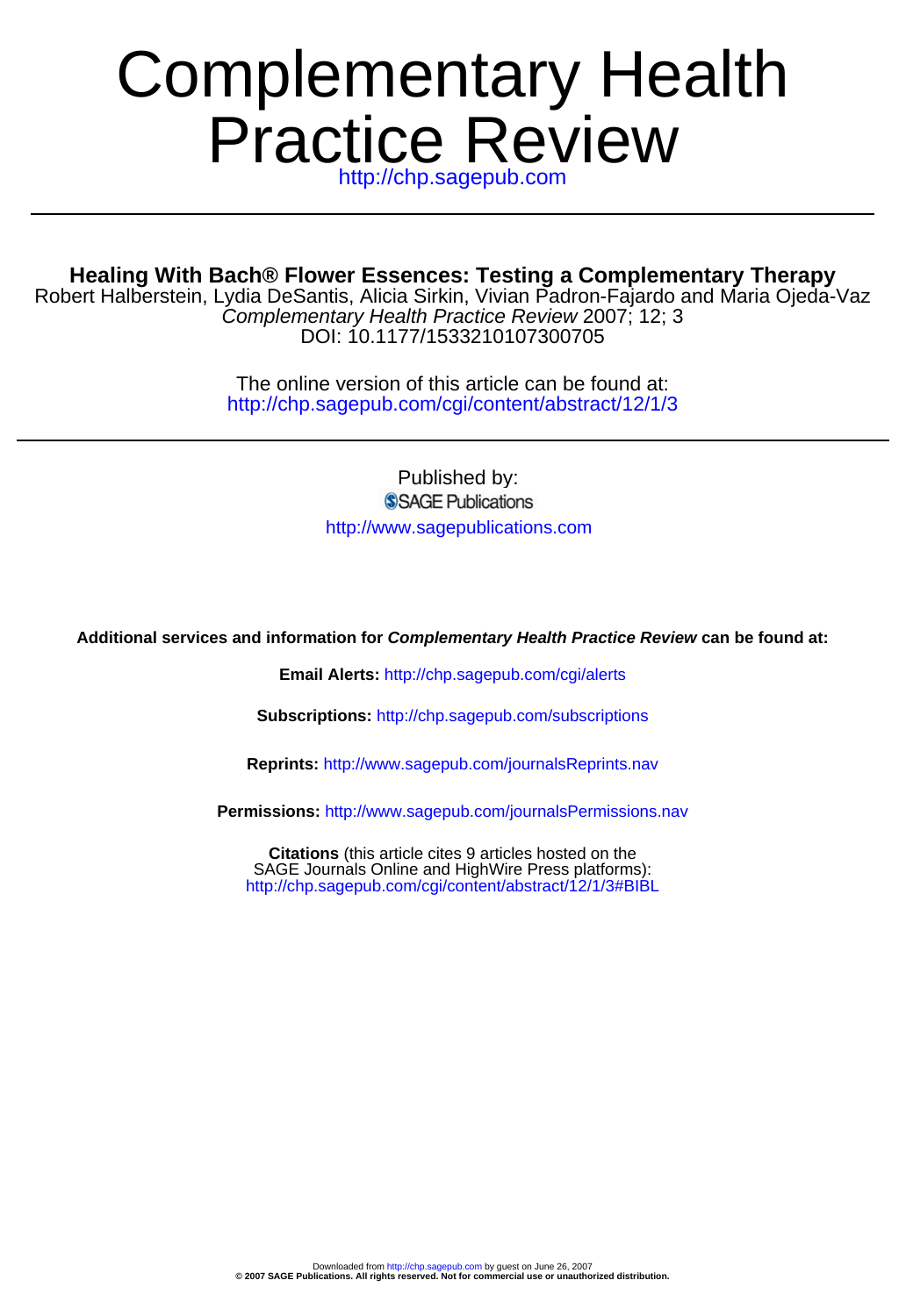# Complementary Health Practice Review

http://chp.sagepub.com

## Healing With Bach® Flower Essences: Testing a Complementary Therapy

Robert Halberstein, Lydia DeSantis, Alicia Sirkin, Vivian Padron-Fajardo and Maria Ojeda-Vaz

*Complementary Health Practice Review* 2007; 12; 3

DOI: 10.1177/1533210107300705

The online version of this article can be found at:
http://chp.sagepub.com/cgi/content/abstract/12/1/3

Published by:
SAGE Publications
http://www.sagepublications.com

**Additional services and information for *Complementary Health Practice Review* can be found at:**

**Email Alerts:** http://chp.sagepub.com/cgi/alerts

**Subscriptions:** http://chp.sagepub.com/subscriptions

**Reprints:** http://www.sagepub.com/journalsReprints.nav

**Permissions:** http://www.sagepub.com/journalsPermissions.nav

**Citations** (this article cites 9 articles hosted on the SAGE Journals Online and HighWire Press platforms):
http://chp.sagepub.com/cgi/content/abstract/12/1/3#BIBL

Downloaded from http://chp.sagepub.com by guest on June 26, 2007
**© 2007 SAGE Publications. All rights reserved. Not for commercial use or unauthorized distribution.**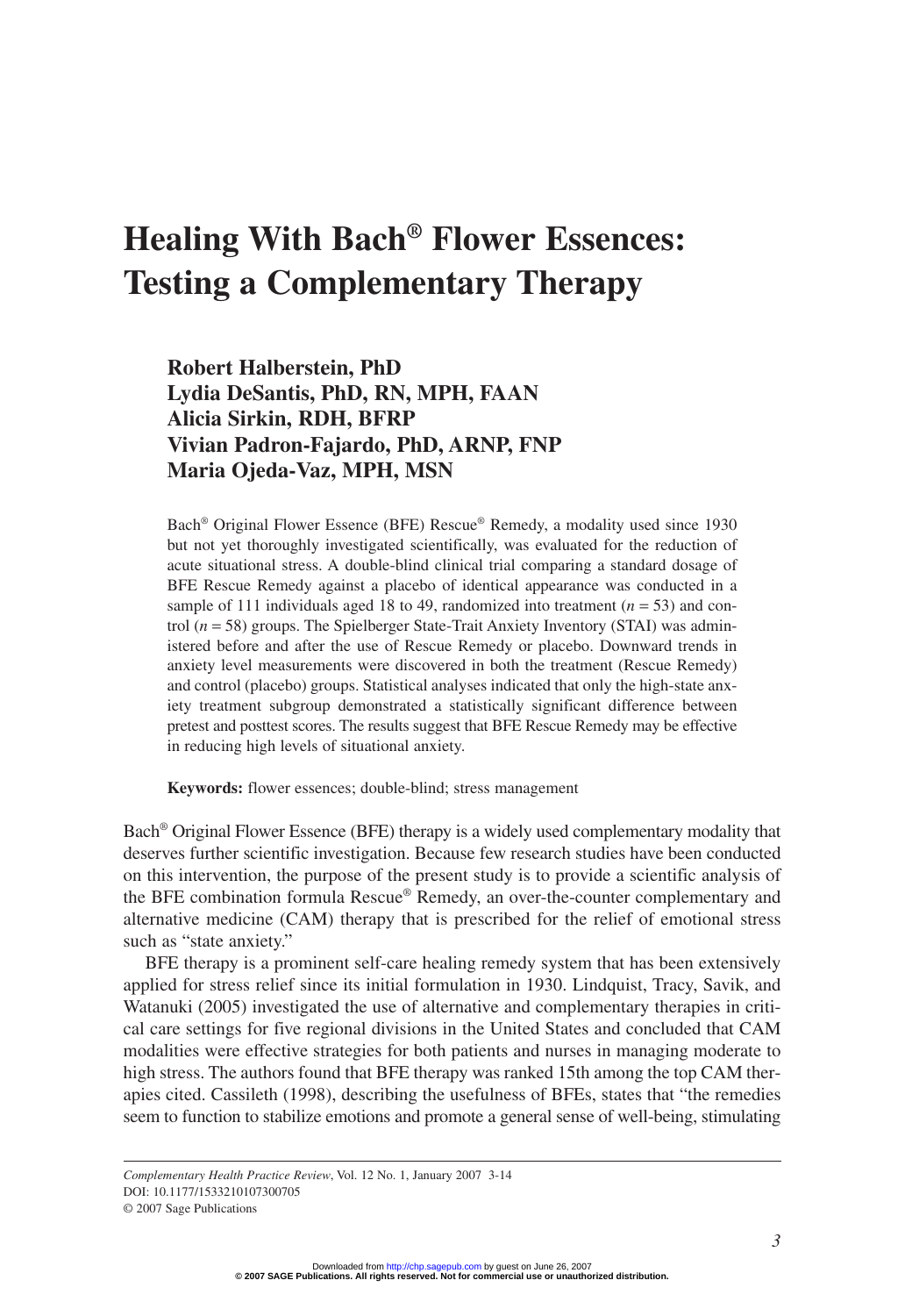# Healing With Bach® Flower Essences: Testing a Complementary Therapy

**Robert Halberstein, PhD**
**Lydia DeSantis, PhD, RN, MPH, FAAN**
**Alicia Sirkin, RDH, BFRP**
**Vivian Padron-Fajardo, PhD, ARNP, FNP**
**Maria Ojeda-Vaz, MPH, MSN**

Bach® Original Flower Essence (BFE) Rescue® Remedy, a modality used since 1930 but not yet thoroughly investigated scientifically, was evaluated for the reduction of acute situational stress. A double-blind clinical trial comparing a standard dosage of BFE Rescue Remedy against a placebo of identical appearance was conducted in a sample of 111 individuals aged 18 to 49, randomized into treatment ($n = 53$) and control ($n = 58$) groups. The Spielberger State-Trait Anxiety Inventory (STAI) was administered before and after the use of Rescue Remedy or placebo. Downward trends in anxiety level measurements were discovered in both the treatment (Rescue Remedy) and control (placebo) groups. Statistical analyses indicated that only the high-state anxiety treatment subgroup demonstrated a statistically significant difference between pretest and posttest scores. The results suggest that BFE Rescue Remedy may be effective in reducing high levels of situational anxiety.

**Keywords:** flower essences; double-blind; stress management

Bach® Original Flower Essence (BFE) therapy is a widely used complementary modality that deserves further scientific investigation. Because few research studies have been conducted on this intervention, the purpose of the present study is to provide a scientific analysis of the BFE combination formula Rescue® Remedy, an over-the-counter complementary and alternative medicine (CAM) therapy that is prescribed for the relief of emotional stress such as "state anxiety."

BFE therapy is a prominent self-care healing remedy system that has been extensively applied for stress relief since its initial formulation in 1930. Lindquist, Tracy, Savik, and Watanuki (2005) investigated the use of alternative and complementary therapies in critical care settings for five regional divisions in the United States and concluded that CAM modalities were effective strategies for both patients and nurses in managing moderate to high stress. The authors found that BFE therapy was ranked 15th among the top CAM therapies cited. Cassileth (1998), describing the usefulness of BFEs, states that "the remedies seem to function to stabilize emotions and promote a general sense of well-being, stimulating

*Complementary Health Practice Review*, Vol. 12 No. 1, January 2007 3-14
DOI: 10.1177/1533210107300705
© 2007 Sage Publications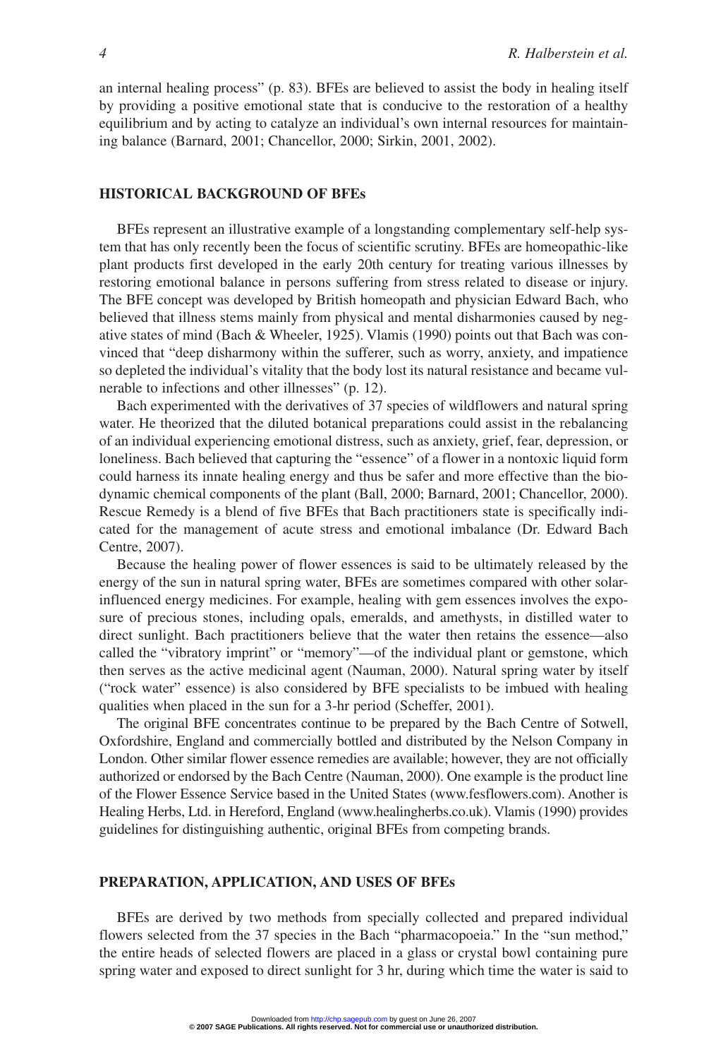an internal healing process" (p. 83). BFEs are believed to assist the body in healing itself by providing a positive emotional state that is conducive to the restoration of a healthy equilibrium and by acting to catalyze an individual's own internal resources for maintaining balance (Barnard, 2001; Chancellor, 2000; Sirkin, 2001, 2002).

## HISTORICAL BACKGROUND OF BFEs

BFEs represent an illustrative example of a longstanding complementary self-help system that has only recently been the focus of scientific scrutiny. BFEs are homeopathic-like plant products first developed in the early 20th century for treating various illnesses by restoring emotional balance in persons suffering from stress related to disease or injury. The BFE concept was developed by British homeopath and physician Edward Bach, who believed that illness stems mainly from physical and mental disharmonies caused by negative states of mind (Bach & Wheeler, 1925). Vlamis (1990) points out that Bach was convinced that "deep disharmony within the sufferer, such as worry, anxiety, and impatience so depleted the individual's vitality that the body lost its natural resistance and became vulnerable to infections and other illnesses" (p. 12).

Bach experimented with the derivatives of 37 species of wildflowers and natural spring water. He theorized that the diluted botanical preparations could assist in the rebalancing of an individual experiencing emotional distress, such as anxiety, grief, fear, depression, or loneliness. Bach believed that capturing the "essence" of a flower in a nontoxic liquid form could harness its innate healing energy and thus be safer and more effective than the biodynamic chemical components of the plant (Ball, 2000; Barnard, 2001; Chancellor, 2000). Rescue Remedy is a blend of five BFEs that Bach practitioners state is specifically indicated for the management of acute stress and emotional imbalance (Dr. Edward Bach Centre, 2007).

Because the healing power of flower essences is said to be ultimately released by the energy of the sun in natural spring water, BFEs are sometimes compared with other solar-influenced energy medicines. For example, healing with gem essences involves the exposure of precious stones, including opals, emeralds, and amethysts, in distilled water to direct sunlight. Bach practitioners believe that the water then retains the essence—also called the "vibratory imprint" or "memory"—of the individual plant or gemstone, which then serves as the active medicinal agent (Nauman, 2000). Natural spring water by itself ("rock water" essence) is also considered by BFE specialists to be imbued with healing qualities when placed in the sun for a 3-hr period (Scheffer, 2001).

The original BFE concentrates continue to be prepared by the Bach Centre of Sotwell, Oxfordshire, England and commercially bottled and distributed by the Nelson Company in London. Other similar flower essence remedies are available; however, they are not officially authorized or endorsed by the Bach Centre (Nauman, 2000). One example is the product line of the Flower Essence Service based in the United States (www.fesflowers.com). Another is Healing Herbs, Ltd. in Hereford, England (www.healingherbs.co.uk). Vlamis (1990) provides guidelines for distinguishing authentic, original BFEs from competing brands.

## PREPARATION, APPLICATION, AND USES OF BFEs

BFEs are derived by two methods from specially collected and prepared individual flowers selected from the 37 species in the Bach "pharmacopoeia." In the "sun method," the entire heads of selected flowers are placed in a glass or crystal bowl containing pure spring water and exposed to direct sunlight for 3 hr, during which time the water is said to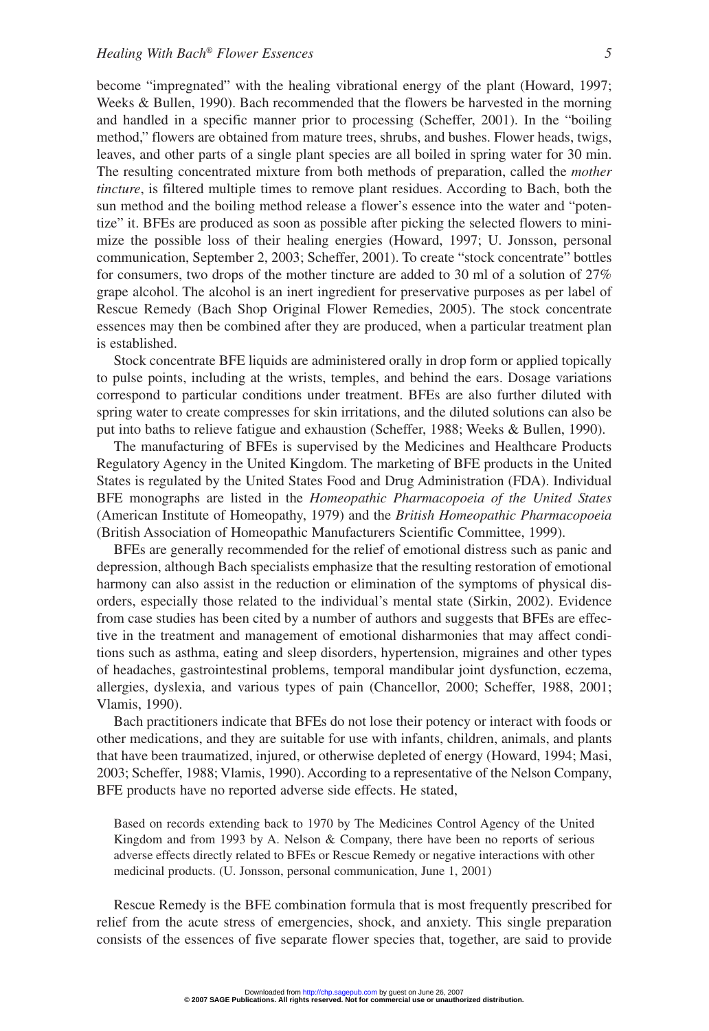become "impregnated" with the healing vibrational energy of the plant (Howard, 1997; Weeks & Bullen, 1990). Bach recommended that the flowers be harvested in the morning and handled in a specific manner prior to processing (Scheffer, 2001). In the "boiling method," flowers are obtained from mature trees, shrubs, and bushes. Flower heads, twigs, leaves, and other parts of a single plant species are all boiled in spring water for 30 min. The resulting concentrated mixture from both methods of preparation, called the *mother tincture*, is filtered multiple times to remove plant residues. According to Bach, both the sun method and the boiling method release a flower's essence into the water and "potentize" it. BFEs are produced as soon as possible after picking the selected flowers to minimize the possible loss of their healing energies (Howard, 1997; U. Jonsson, personal communication, September 2, 2003; Scheffer, 2001). To create "stock concentrate" bottles for consumers, two drops of the mother tincture are added to 30 ml of a solution of 27% grape alcohol. The alcohol is an inert ingredient for preservative purposes as per label of Rescue Remedy (Bach Shop Original Flower Remedies, 2005). The stock concentrate essences may then be combined after they are produced, when a particular treatment plan is established.

Stock concentrate BFE liquids are administered orally in drop form or applied topically to pulse points, including at the wrists, temples, and behind the ears. Dosage variations correspond to particular conditions under treatment. BFEs are also further diluted with spring water to create compresses for skin irritations, and the diluted solutions can also be put into baths to relieve fatigue and exhaustion (Scheffer, 1988; Weeks & Bullen, 1990).

The manufacturing of BFEs is supervised by the Medicines and Healthcare Products Regulatory Agency in the United Kingdom. The marketing of BFE products in the United States is regulated by the United States Food and Drug Administration (FDA). Individual BFE monographs are listed in the *Homeopathic Pharmacopoeia of the United States* (American Institute of Homeopathy, 1979) and the *British Homeopathic Pharmacopoeia* (British Association of Homeopathic Manufacturers Scientific Committee, 1999).

BFEs are generally recommended for the relief of emotional distress such as panic and depression, although Bach specialists emphasize that the resulting restoration of emotional harmony can also assist in the reduction or elimination of the symptoms of physical disorders, especially those related to the individual's mental state (Sirkin, 2002). Evidence from case studies has been cited by a number of authors and suggests that BFEs are effective in the treatment and management of emotional disharmonies that may affect conditions such as asthma, eating and sleep disorders, hypertension, migraines and other types of headaches, gastrointestinal problems, temporal mandibular joint dysfunction, eczema, allergies, dyslexia, and various types of pain (Chancellor, 2000; Scheffer, 1988, 2001; Vlamis, 1990).

Bach practitioners indicate that BFEs do not lose their potency or interact with foods or other medications, and they are suitable for use with infants, children, animals, and plants that have been traumatized, injured, or otherwise depleted of energy (Howard, 1994; Masi, 2003; Scheffer, 1988; Vlamis, 1990). According to a representative of the Nelson Company, BFE products have no reported adverse side effects. He stated,

> Based on records extending back to 1970 by The Medicines Control Agency of the United Kingdom and from 1993 by A. Nelson & Company, there have been no reports of serious adverse effects directly related to BFEs or Rescue Remedy or negative interactions with other medicinal products. (U. Jonsson, personal communication, June 1, 2001)

Rescue Remedy is the BFE combination formula that is most frequently prescribed for relief from the acute stress of emergencies, shock, and anxiety. This single preparation consists of the essences of five separate flower species that, together, are said to provide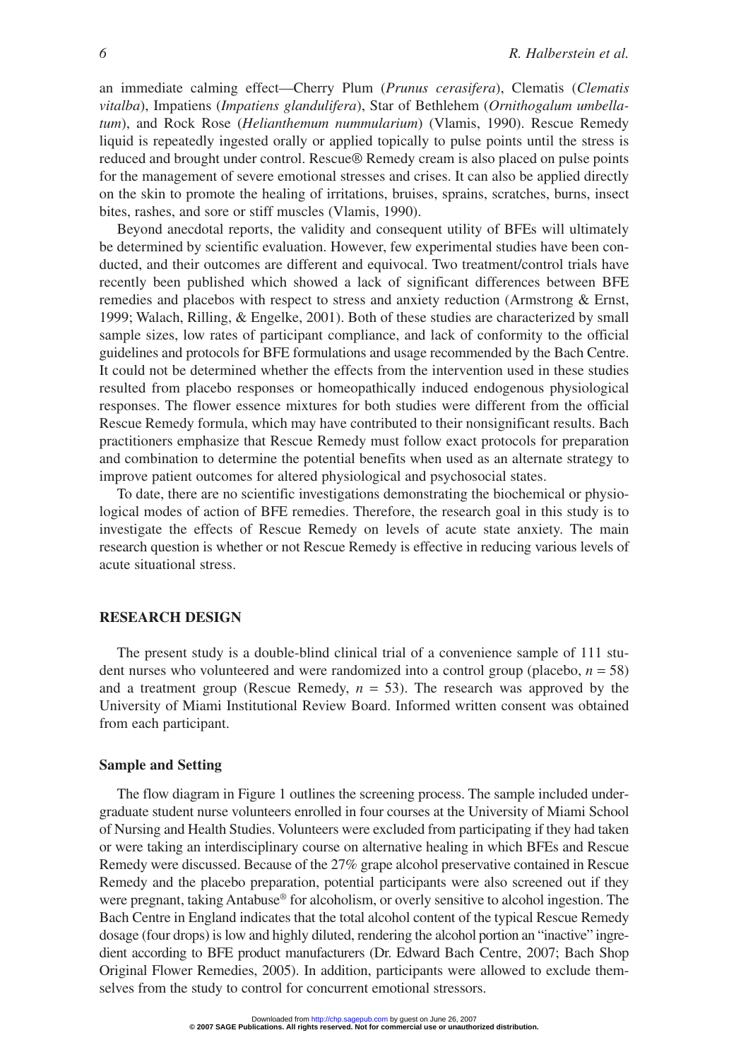an immediate calming effect—Cherry Plum (*Prunus cerasifera*), Clematis (*Clematis vitalba*), Impatiens (*Impatiens glandulifera*), Star of Bethlehem (*Ornithogalum umbellatum*), and Rock Rose (*Helianthemum nummularium*) (Vlamis, 1990). Rescue Remedy liquid is repeatedly ingested orally or applied topically to pulse points until the stress is reduced and brought under control. Rescue® Remedy cream is also placed on pulse points for the management of severe emotional stresses and crises. It can also be applied directly on the skin to promote the healing of irritations, bruises, sprains, scratches, burns, insect bites, rashes, and sore or stiff muscles (Vlamis, 1990).

Beyond anecdotal reports, the validity and consequent utility of BFEs will ultimately be determined by scientific evaluation. However, few experimental studies have been conducted, and their outcomes are different and equivocal. Two treatment/control trials have recently been published which showed a lack of significant differences between BFE remedies and placebos with respect to stress and anxiety reduction (Armstrong & Ernst, 1999; Walach, Rilling, & Engelke, 2001). Both of these studies are characterized by small sample sizes, low rates of participant compliance, and lack of conformity to the official guidelines and protocols for BFE formulations and usage recommended by the Bach Centre. It could not be determined whether the effects from the intervention used in these studies resulted from placebo responses or homeopathically induced endogenous physiological responses. The flower essence mixtures for both studies were different from the official Rescue Remedy formula, which may have contributed to their nonsignificant results. Bach practitioners emphasize that Rescue Remedy must follow exact protocols for preparation and combination to determine the potential benefits when used as an alternate strategy to improve patient outcomes for altered physiological and psychosocial states.

To date, there are no scientific investigations demonstrating the biochemical or physiological modes of action of BFE remedies. Therefore, the research goal in this study is to investigate the effects of Rescue Remedy on levels of acute state anxiety. The main research question is whether or not Rescue Remedy is effective in reducing various levels of acute situational stress.

## RESEARCH DESIGN

The present study is a double-blind clinical trial of a convenience sample of 111 student nurses who volunteered and were randomized into a control group (placebo, $n = 58$) and a treatment group (Rescue Remedy, $n = 53$). The research was approved by the University of Miami Institutional Review Board. Informed written consent was obtained from each participant.

### Sample and Setting

The flow diagram in Figure 1 outlines the screening process. The sample included undergraduate student nurse volunteers enrolled in four courses at the University of Miami School of Nursing and Health Studies. Volunteers were excluded from participating if they had taken or were taking an interdisciplinary course on alternative healing in which BFEs and Rescue Remedy were discussed. Because of the 27% grape alcohol preservative contained in Rescue Remedy and the placebo preparation, potential participants were also screened out if they were pregnant, taking Antabuse® for alcoholism, or overly sensitive to alcohol ingestion. The Bach Centre in England indicates that the total alcohol content of the typical Rescue Remedy dosage (four drops) is low and highly diluted, rendering the alcohol portion an "inactive" ingredient according to BFE product manufacturers (Dr. Edward Bach Centre, 2007; Bach Shop Original Flower Remedies, 2005). In addition, participants were allowed to exclude themselves from the study to control for concurrent emotional stressors.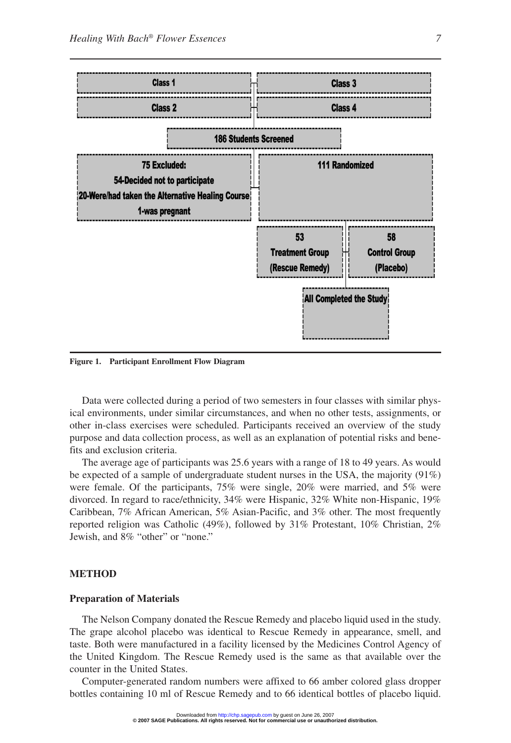Class 1

Class 2

Class 3

Class 4

186 Students Screened

75 Excluded:
54-Decided not to participate
20-Were/had taken the Alternative Healing Course
1-was pregnant

111 Randomized

53 Treatment Group (Rescue Remedy)

58 Control Group (Placebo)

All Completed the Study

**Figure 1. Participant Enrollment Flow Diagram**

Data were collected during a period of two semesters in four classes with similar physical environments, under similar circumstances, and when no other tests, assignments, or other in-class exercises were scheduled. Participants received an overview of the study purpose and data collection process, as well as an explanation of potential risks and benefits and exclusion criteria.

The average age of participants was 25.6 years with a range of 18 to 49 years. As would be expected of a sample of undergraduate student nurses in the USA, the majority (91%) were female. Of the participants, 75% were single, 20% were married, and 5% were divorced. In regard to race/ethnicity, 34% were Hispanic, 32% White non-Hispanic, 19% Caribbean, 7% African American, 5% Asian-Pacific, and 3% other. The most frequently reported religion was Catholic (49%), followed by 31% Protestant, 10% Christian, 2% Jewish, and 8% "other" or "none."

## METHOD

### Preparation of Materials

The Nelson Company donated the Rescue Remedy and placebo liquid used in the study. The grape alcohol placebo was identical to Rescue Remedy in appearance, smell, and taste. Both were manufactured in a facility licensed by the Medicines Control Agency of the United Kingdom. The Rescue Remedy used is the same as that available over the counter in the United States.

Computer-generated random numbers were affixed to 66 amber colored glass dropper bottles containing 10 ml of Rescue Remedy and to 66 identical bottles of placebo liquid.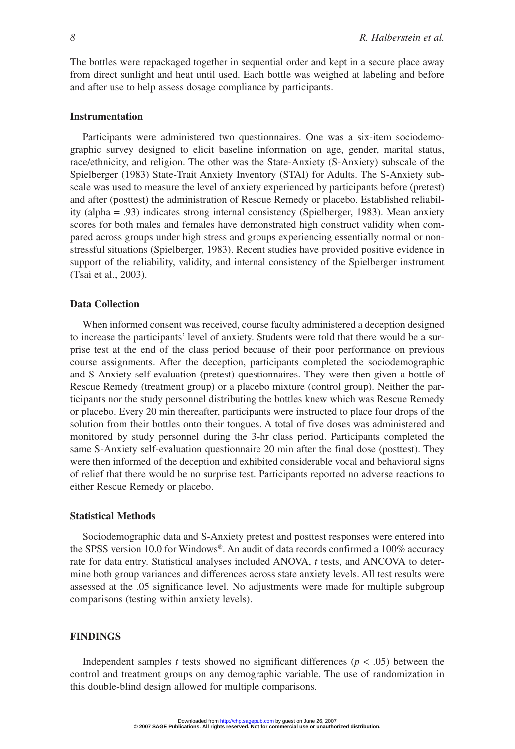The bottles were repackaged together in sequential order and kept in a secure place away from direct sunlight and heat until used. Each bottle was weighed at labeling and before and after use to help assess dosage compliance by participants.

### Instrumentation

Participants were administered two questionnaires. One was a six-item sociodemographic survey designed to elicit baseline information on age, gender, marital status, race/ethnicity, and religion. The other was the State-Anxiety (S-Anxiety) subscale of the Spielberger (1983) State-Trait Anxiety Inventory (STAI) for Adults. The S-Anxiety subscale was used to measure the level of anxiety experienced by participants before (pretest) and after (posttest) the administration of Rescue Remedy or placebo. Established reliability (alpha = .93) indicates strong internal consistency (Spielberger, 1983). Mean anxiety scores for both males and females have demonstrated high construct validity when compared across groups under high stress and groups experiencing essentially normal or nonstressful situations (Spielberger, 1983). Recent studies have provided positive evidence in support of the reliability, validity, and internal consistency of the Spielberger instrument (Tsai et al., 2003).

### Data Collection

When informed consent was received, course faculty administered a deception designed to increase the participants' level of anxiety. Students were told that there would be a surprise test at the end of the class period because of their poor performance on previous course assignments. After the deception, participants completed the sociodemographic and S-Anxiety self-evaluation (pretest) questionnaires. They were then given a bottle of Rescue Remedy (treatment group) or a placebo mixture (control group). Neither the participants nor the study personnel distributing the bottles knew which was Rescue Remedy or placebo. Every 20 min thereafter, participants were instructed to place four drops of the solution from their bottles onto their tongues. A total of five doses was administered and monitored by study personnel during the 3-hr class period. Participants completed the same S-Anxiety self-evaluation questionnaire 20 min after the final dose (posttest). They were then informed of the deception and exhibited considerable vocal and behavioral signs of relief that there would be no surprise test. Participants reported no adverse reactions to either Rescue Remedy or placebo.

### Statistical Methods

Sociodemographic data and S-Anxiety pretest and posttest responses were entered into the SPSS version 10.0 for Windows®. An audit of data records confirmed a 100% accuracy rate for data entry. Statistical analyses included ANOVA, *t* tests, and ANCOVA to determine both group variances and differences across state anxiety levels. All test results were assessed at the .05 significance level. No adjustments were made for multiple subgroup comparisons (testing within anxiety levels).

## FINDINGS

Independent samples *t* tests showed no significant differences ($p < .05$) between the control and treatment groups on any demographic variable. The use of randomization in this double-blind design allowed for multiple comparisons.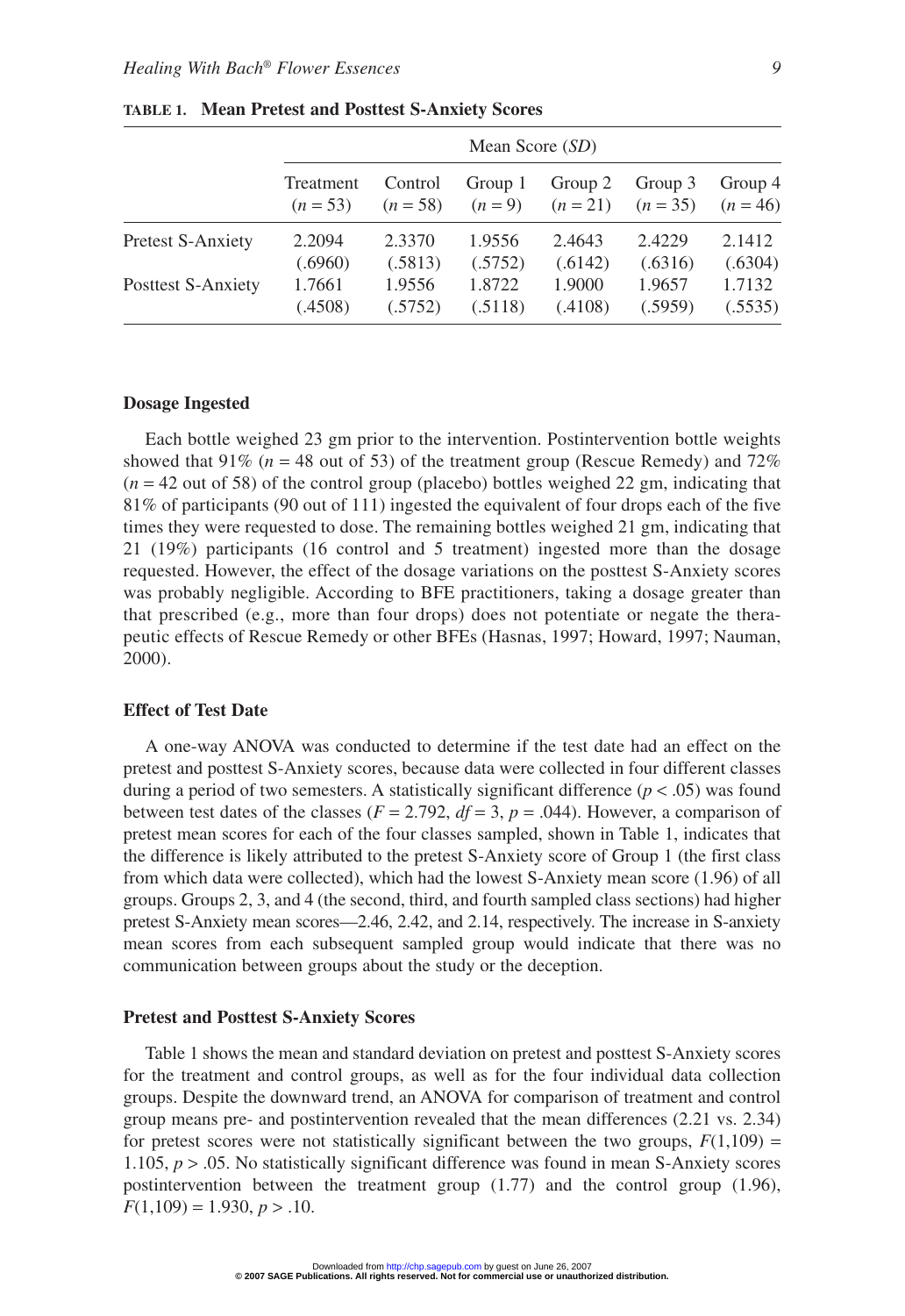**TABLE 1. Mean Pretest and Posttest S-Anxiety Scores**

| | Mean Score (*SD*) | | | | | |
|---|---|---|---|---|---|---|
| | Treatment ($n = 53$) | Control ($n = 58$) | Group 1 ($n = 9$) | Group 2 ($n = 21$) | Group 3 ($n = 35$) | Group 4 ($n = 46$) |
| Pretest S-Anxiety | 2.2094 (.6960) | 2.3370 (.5813) | 1.9556 (.5752) | 2.4643 (.6142) | 2.4229 (.6316) | 2.1412 (.6304) |
| Posttest S-Anxiety | 1.7661 (.4508) | 1.9556 (.5752) | 1.8722 (.5118) | 1.9000 (.4108) | 1.9657 (.5959) | 1.7132 (.5535) |

### Dosage Ingested

Each bottle weighed 23 gm prior to the intervention. Postintervention bottle weights showed that 91% ($n = 48$ out of 53) of the treatment group (Rescue Remedy) and 72% ($n = 42$ out of 58) of the control group (placebo) bottles weighed 22 gm, indicating that 81% of participants (90 out of 111) ingested the equivalent of four drops each of the five times they were requested to dose. The remaining bottles weighed 21 gm, indicating that 21 (19%) participants (16 control and 5 treatment) ingested more than the dosage requested. However, the effect of the dosage variations on the posttest S-Anxiety scores was probably negligible. According to BFE practitioners, taking a dosage greater than that prescribed (e.g., more than four drops) does not potentiate or negate the therapeutic effects of Rescue Remedy or other BFEs (Hasnas, 1997; Howard, 1997; Nauman, 2000).

### Effect of Test Date

A one-way ANOVA was conducted to determine if the test date had an effect on the pretest and posttest S-Anxiety scores, because data were collected in four different classes during a period of two semesters. A statistically significant difference ($p < .05$) was found between test dates of the classes ($F = 2.792$, $df = 3$, $p = .044$). However, a comparison of pretest mean scores for each of the four classes sampled, shown in Table 1, indicates that the difference is likely attributed to the pretest S-Anxiety score of Group 1 (the first class from which data were collected), which had the lowest S-Anxiety mean score (1.96) of all groups. Groups 2, 3, and 4 (the second, third, and fourth sampled class sections) had higher pretest S-Anxiety mean scores—2.46, 2.42, and 2.14, respectively. The increase in S-anxiety mean scores from each subsequent sampled group would indicate that there was no communication between groups about the study or the deception.

### Pretest and Posttest S-Anxiety Scores

Table 1 shows the mean and standard deviation on pretest and posttest S-Anxiety scores for the treatment and control groups, as well as for the four individual data collection groups. Despite the downward trend, an ANOVA for comparison of treatment and control group means pre- and postintervention revealed that the mean differences (2.21 vs. 2.34) for pretest scores were not statistically significant between the two groups, $F(1,109) = 1.105$, $p > .05$. No statistically significant difference was found in mean S-Anxiety scores postintervention between the treatment group (1.77) and the control group (1.96), $F(1,109) = 1.930$, $p > .10$.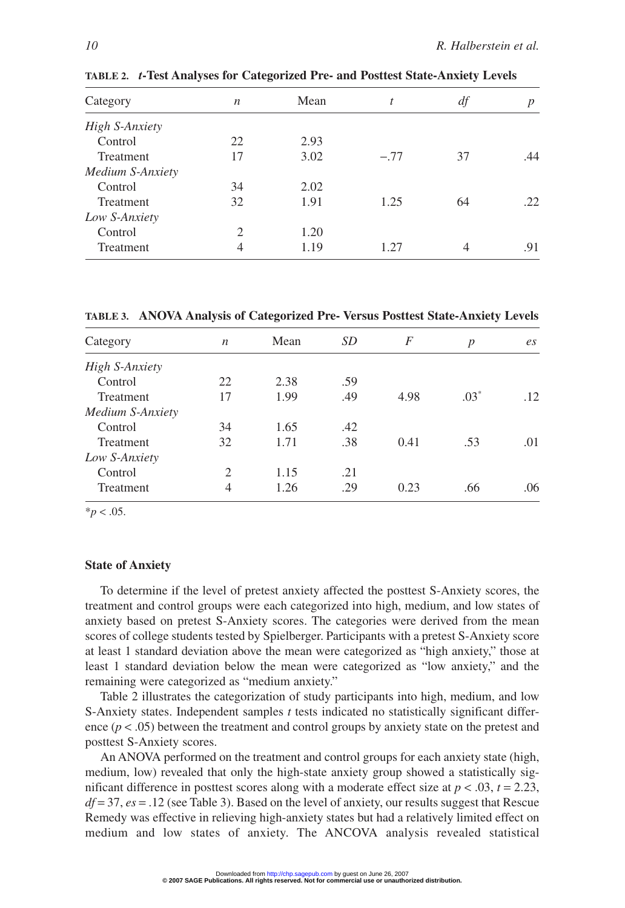**TABLE 2. *t*-Test Analyses for Categorized Pre- and Posttest State-Anxiety Levels**

| Category | $n$ | Mean | $t$ | $df$ | $p$ |
|---|---|---|---|---|---|
| *High S-Anxiety* | | | | | |
| Control | 22 | 2.93 | | | |
| Treatment | 17 | 3.02 | −.77 | 37 | .44 |
| *Medium S-Anxiety* | | | | | |
| Control | 34 | 2.02 | | | |
| Treatment | 32 | 1.91 | 1.25 | 64 | .22 |
| *Low S-Anxiety* | | | | | |
| Control | 2 | 1.20 | | | |
| Treatment | 4 | 1.19 | 1.27 | 4 | .91 |

**TABLE 3. ANOVA Analysis of Categorized Pre- Versus Posttest State-Anxiety Levels**

| Category | $n$ | Mean | $SD$ | $F$ | $p$ | $es$ |
|---|---|---|---|---|---|---|
| *High S-Anxiety* | | | | | | |
| Control | 22 | 2.38 | .59 | | | |
| Treatment | 17 | 1.99 | .49 | 4.98 | .03* | .12 |
| *Medium S-Anxiety* | | | | | | |
| Control | 34 | 1.65 | .42 | | | |
| Treatment | 32 | 1.71 | .38 | 0.41 | .53 | .01 |
| *Low S-Anxiety* | | | | | | |
| Control | 2 | 1.15 | .21 | | | |
| Treatment | 4 | 1.26 | .29 | 0.23 | .66 | .06 |

*$p < .05$.

### State of Anxiety

To determine if the level of pretest anxiety affected the posttest S-Anxiety scores, the treatment and control groups were each categorized into high, medium, and low states of anxiety based on pretest S-Anxiety scores. The categories were derived from the mean scores of college students tested by Spielberger. Participants with a pretest S-Anxiety score at least 1 standard deviation above the mean were categorized as "high anxiety," those at least 1 standard deviation below the mean were categorized as "low anxiety," and the remaining were categorized as "medium anxiety."

Table 2 illustrates the categorization of study participants into high, medium, and low S-Anxiety states. Independent samples *t* tests indicated no statistically significant difference ($p < .05$) between the treatment and control groups by anxiety state on the pretest and posttest S-Anxiety scores.

An ANOVA performed on the treatment and control groups for each anxiety state (high, medium, low) revealed that only the high-state anxiety group showed a statistically significant difference in posttest scores along with a moderate effect size at $p < .03$, $t = 2.23$, $df = 37$, $es = .12$ (see Table 3). Based on the level of anxiety, our results suggest that Rescue Remedy was effective in relieving high-anxiety states but had a relatively limited effect on medium and low states of anxiety. The ANCOVA analysis revealed statistical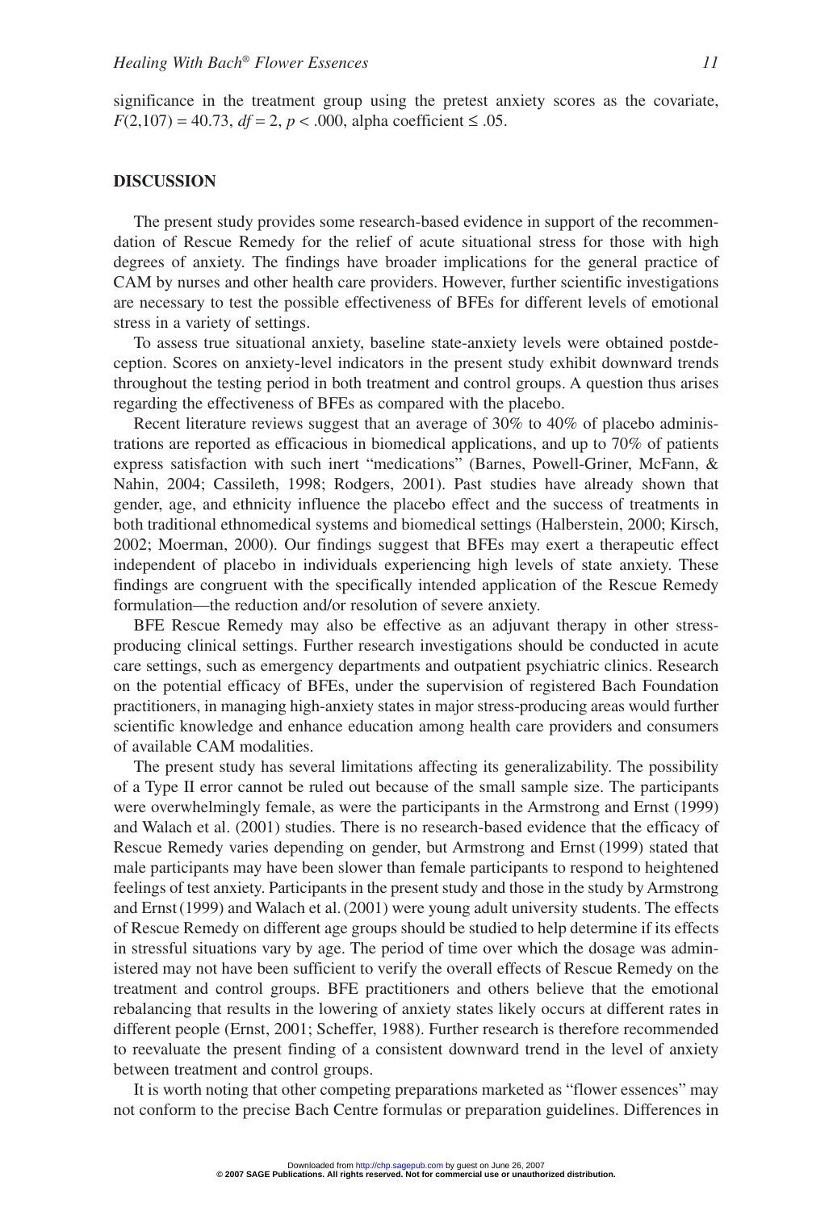significance in the treatment group using the pretest anxiety scores as the covariate, $F(2,107) = 40.73$, $df = 2$, $p < .000$, alpha coefficient $\leq .05$.

## DISCUSSION

The present study provides some research-based evidence in support of the recommendation of Rescue Remedy for the relief of acute situational stress for those with high degrees of anxiety. The findings have broader implications for the general practice of CAM by nurses and other health care providers. However, further scientific investigations are necessary to test the possible effectiveness of BFEs for different levels of emotional stress in a variety of settings.

To assess true situational anxiety, baseline state-anxiety levels were obtained postdeception. Scores on anxiety-level indicators in the present study exhibit downward trends throughout the testing period in both treatment and control groups. A question thus arises regarding the effectiveness of BFEs as compared with the placebo.

Recent literature reviews suggest that an average of 30% to 40% of placebo administrations are reported as efficacious in biomedical applications, and up to 70% of patients express satisfaction with such inert "medications" (Barnes, Powell-Griner, McFann, & Nahin, 2004; Cassileth, 1998; Rodgers, 2001). Past studies have already shown that gender, age, and ethnicity influence the placebo effect and the success of treatments in both traditional ethnomedical systems and biomedical settings (Halberstein, 2000; Kirsch, 2002; Moerman, 2000). Our findings suggest that BFEs may exert a therapeutic effect independent of placebo in individuals experiencing high levels of state anxiety. These findings are congruent with the specifically intended application of the Rescue Remedy formulation—the reduction and/or resolution of severe anxiety.

BFE Rescue Remedy may also be effective as an adjuvant therapy in other stress-producing clinical settings. Further research investigations should be conducted in acute care settings, such as emergency departments and outpatient psychiatric clinics. Research on the potential efficacy of BFEs, under the supervision of registered Bach Foundation practitioners, in managing high-anxiety states in major stress-producing areas would further scientific knowledge and enhance education among health care providers and consumers of available CAM modalities.

The present study has several limitations affecting its generalizability. The possibility of a Type II error cannot be ruled out because of the small sample size. The participants were overwhelmingly female, as were the participants in the Armstrong and Ernst (1999) and Walach et al. (2001) studies. There is no research-based evidence that the efficacy of Rescue Remedy varies depending on gender, but Armstrong and Ernst (1999) stated that male participants may have been slower than female participants to respond to heightened feelings of test anxiety. Participants in the present study and those in the study by Armstrong and Ernst (1999) and Walach et al. (2001) were young adult university students. The effects of Rescue Remedy on different age groups should be studied to help determine if its effects in stressful situations vary by age. The period of time over which the dosage was administered may not have been sufficient to verify the overall effects of Rescue Remedy on the treatment and control groups. BFE practitioners and others believe that the emotional rebalancing that results in the lowering of anxiety states likely occurs at different rates in different people (Ernst, 2001; Scheffer, 1988). Further research is therefore recommended to reevaluate the present finding of a consistent downward trend in the level of anxiety between treatment and control groups.

It is worth noting that other competing preparations marketed as "flower essences" may not conform to the precise Bach Centre formulas or preparation guidelines. Differences in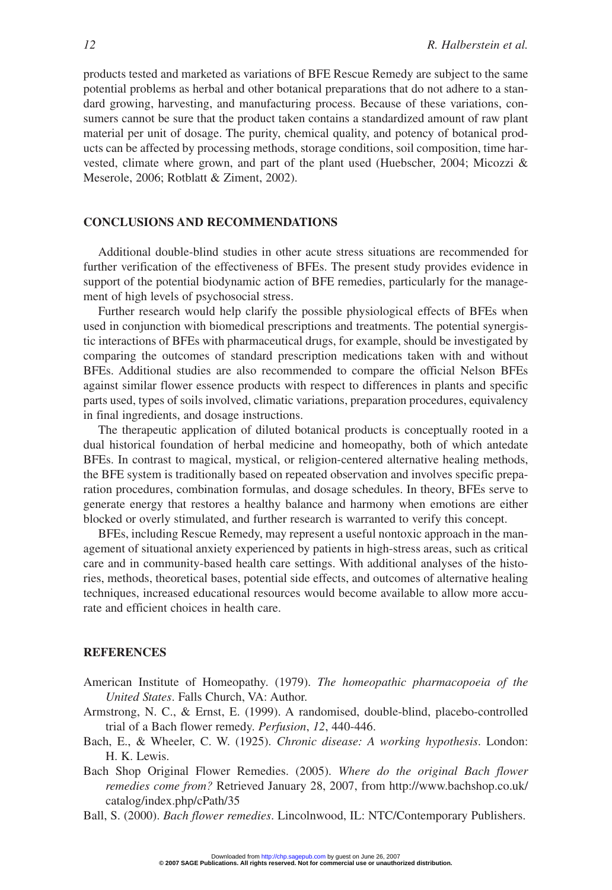products tested and marketed as variations of BFE Rescue Remedy are subject to the same potential problems as herbal and other botanical preparations that do not adhere to a standard growing, harvesting, and manufacturing process. Because of these variations, consumers cannot be sure that the product taken contains a standardized amount of raw plant material per unit of dosage. The purity, chemical quality, and potency of botanical products can be affected by processing methods, storage conditions, soil composition, time harvested, climate where grown, and part of the plant used (Huebscher, 2004; Micozzi & Meserole, 2006; Rotblatt & Ziment, 2002).

## CONCLUSIONS AND RECOMMENDATIONS

Additional double-blind studies in other acute stress situations are recommended for further verification of the effectiveness of BFEs. The present study provides evidence in support of the potential biodynamic action of BFE remedies, particularly for the management of high levels of psychosocial stress.

Further research would help clarify the possible physiological effects of BFEs when used in conjunction with biomedical prescriptions and treatments. The potential synergistic interactions of BFEs with pharmaceutical drugs, for example, should be investigated by comparing the outcomes of standard prescription medications taken with and without BFEs. Additional studies are also recommended to compare the official Nelson BFEs against similar flower essence products with respect to differences in plants and specific parts used, types of soils involved, climatic variations, preparation procedures, equivalency in final ingredients, and dosage instructions.

The therapeutic application of diluted botanical products is conceptually rooted in a dual historical foundation of herbal medicine and homeopathy, both of which antedate BFEs. In contrast to magical, mystical, or religion-centered alternative healing methods, the BFE system is traditionally based on repeated observation and involves specific preparation procedures, combination formulas, and dosage schedules. In theory, BFEs serve to generate energy that restores a healthy balance and harmony when emotions are either blocked or overly stimulated, and further research is warranted to verify this concept.

BFEs, including Rescue Remedy, may represent a useful nontoxic approach in the management of situational anxiety experienced by patients in high-stress areas, such as critical care and in community-based health care settings. With additional analyses of the histories, methods, theoretical bases, potential side effects, and outcomes of alternative healing techniques, increased educational resources would become available to allow more accurate and efficient choices in health care.

## REFERENCES

American Institute of Homeopathy. (1979). *The homeopathic pharmacopoeia of the United States*. Falls Church, VA: Author.

Armstrong, N. C., & Ernst, E. (1999). A randomised, double-blind, placebo-controlled trial of a Bach flower remedy. *Perfusion*, *12*, 440-446.

Bach, E., & Wheeler, C. W. (1925). *Chronic disease: A working hypothesis*. London: H. K. Lewis.

Bach Shop Original Flower Remedies. (2005). *Where do the original Bach flower remedies come from?* Retrieved January 28, 2007, from http://www.bachshop.co.uk/catalog/index.php/cPath/35

Ball, S. (2000). *Bach flower remedies*. Lincolnwood, IL: NTC/Contemporary Publishers.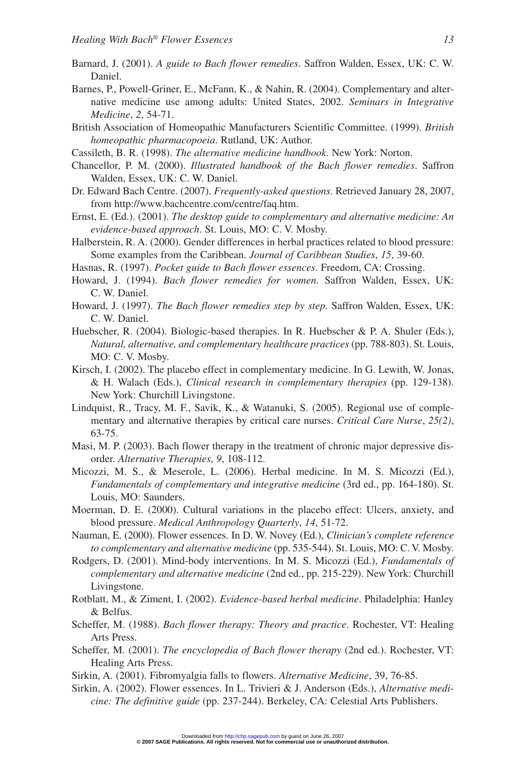Barnard, J. (2001). *A guide to Bach flower remedies*. Saffron Walden, Essex, UK: C. W. Daniel.

Barnes, P., Powell-Griner, E., McFann, K., & Nahin, R. (2004). Complementary and alternative medicine use among adults: United States, 2002. *Seminars in Integrative Medicine*, *2*, 54-71.

British Association of Homeopathic Manufacturers Scientific Committee. (1999). *British homeopathic pharmacopoeia*. Rutland, UK: Author.

Cassileth, B. R. (1998). *The alternative medicine handbook*. New York: Norton.

Chancellor, P. M. (2000). *Illustrated handbook of the Bach flower remedies*. Saffron Walden, Essex, UK: C. W. Daniel.

Dr. Edward Bach Centre. (2007). *Frequently-asked questions*. Retrieved January 28, 2007, from http://www.bachcentre.com/centre/faq.htm.

Ernst, E. (Ed.). (2001). *The desktop guide to complementary and alternative medicine: An evidence-based approach*. St. Louis, MO: C. V. Mosby.

Halberstein, R. A. (2000). Gender differences in herbal practices related to blood pressure: Some examples from the Caribbean. *Journal of Caribbean Studies*, *15*, 39-60.

Hasnas, R. (1997). *Pocket guide to Bach flower essences*. Freedom, CA: Crossing.

Howard, J. (1994). *Bach flower remedies for women*. Saffron Walden, Essex, UK: C. W. Daniel.

Howard, J. (1997). *The Bach flower remedies step by step*. Saffron Walden, Essex, UK: C. W. Daniel.

Huebscher, R. (2004). Biologic-based therapies. In R. Huebscher & P. A. Shuler (Eds.), *Natural, alternative, and complementary healthcare practices* (pp. 788-803). St. Louis, MO: C. V. Mosby.

Kirsch, I. (2002). The placebo effect in complementary medicine. In G. Lewith, W. Jonas, & H. Walach (Eds.), *Clinical research in complementary therapies* (pp. 129-138). New York: Churchill Livingstone.

Lindquist, R., Tracy, M. F., Savik, K., & Watanuki, S. (2005). Regional use of complementary and alternative therapies by critical care nurses. *Critical Care Nurse*, *25(2)*, 63-75.

Masi, M. P. (2003). Bach flower therapy in the treatment of chronic major depressive disorder. *Alternative Therapies*, *9*, 108-112.

Micozzi, M. S., & Meserole, L. (2006). Herbal medicine. In M. S. Micozzi (Ed.), *Fundamentals of complementary and integrative medicine* (3rd ed., pp. 164-180). St. Louis, MO: Saunders.

Moerman, D. E. (2000). Cultural variations in the placebo effect: Ulcers, anxiety, and blood pressure. *Medical Anthropology Quarterly*, *14*, 51-72.

Nauman, E. (2000). Flower essences. In D. W. Novey (Ed.), *Clinician's complete reference to complementary and alternative medicine* (pp. 535-544). St. Louis, MO: C. V. Mosby.

Rodgers, D. (2001). Mind-body interventions. In M. S. Micozzi (Ed.), *Fundamentals of complementary and alternative medicine* (2nd ed., pp. 215-229). New York: Churchill Livingstone.

Rotblatt, M., & Ziment, I. (2002). *Evidence-based herbal medicine*. Philadelphia: Hanley & Belfus.

Scheffer, M. (1988). *Bach flower therapy: Theory and practice*. Rochester, VT: Healing Arts Press.

Scheffer, M. (2001). *The encyclopedia of Bach flower therapy* (2nd ed.). Rochester, VT: Healing Arts Press.

Sirkin, A. (2001). Fibromyalgia falls to flowers. *Alternative Medicine*, 39, 76-85.

Sirkin, A. (2002). Flower essences. In L. Trivieri & J. Anderson (Eds.), *Alternative medicine: The definitive guide* (pp. 237-244). Berkeley, CA: Celestial Arts Publishers.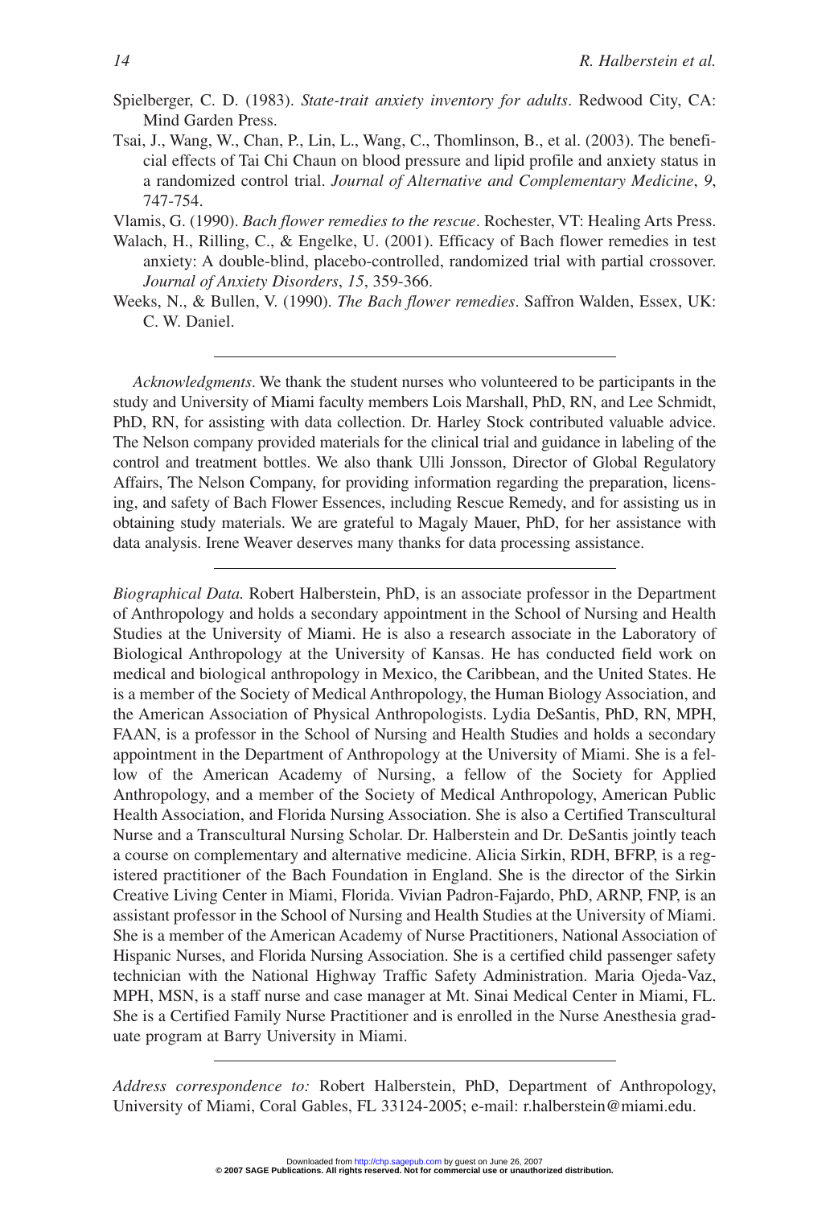Spielberger, C. D. (1983). *State-trait anxiety inventory for adults*. Redwood City, CA: Mind Garden Press.

Tsai, J., Wang, W., Chan, P., Lin, L., Wang, C., Thomlinson, B., et al. (2003). The beneficial effects of Tai Chi Chaun on blood pressure and lipid profile and anxiety status in a randomized control trial. *Journal of Alternative and Complementary Medicine*, *9*, 747-754.

Vlamis, G. (1990). *Bach flower remedies to the rescue*. Rochester, VT: Healing Arts Press.

Walach, H., Rilling, C., & Engelke, U. (2001). Efficacy of Bach flower remedies in test anxiety: A double-blind, placebo-controlled, randomized trial with partial crossover. *Journal of Anxiety Disorders*, *15*, 359-366.

Weeks, N., & Bullen, V. (1990). *The Bach flower remedies*. Saffron Walden, Essex, UK: C. W. Daniel.

---

*Acknowledgments*. We thank the student nurses who volunteered to be participants in the study and University of Miami faculty members Lois Marshall, PhD, RN, and Lee Schmidt, PhD, RN, for assisting with data collection. Dr. Harley Stock contributed valuable advice. The Nelson company provided materials for the clinical trial and guidance in labeling of the control and treatment bottles. We also thank Ulli Jonsson, Director of Global Regulatory Affairs, The Nelson Company, for providing information regarding the preparation, licensing, and safety of Bach Flower Essences, including Rescue Remedy, and for assisting us in obtaining study materials. We are grateful to Magaly Mauer, PhD, for her assistance with data analysis. Irene Weaver deserves many thanks for data processing assistance.

---

*Biographical Data.* Robert Halberstein, PhD, is an associate professor in the Department of Anthropology and holds a secondary appointment in the School of Nursing and Health Studies at the University of Miami. He is also a research associate in the Laboratory of Biological Anthropology at the University of Kansas. He has conducted field work on medical and biological anthropology in Mexico, the Caribbean, and the United States. He is a member of the Society of Medical Anthropology, the Human Biology Association, and the American Association of Physical Anthropologists. Lydia DeSantis, PhD, RN, MPH, FAAN, is a professor in the School of Nursing and Health Studies and holds a secondary appointment in the Department of Anthropology at the University of Miami. She is a fellow of the American Academy of Nursing, a fellow of the Society for Applied Anthropology, and a member of the Society of Medical Anthropology, American Public Health Association, and Florida Nursing Association. She is also a Certified Transcultural Nurse and a Transcultural Nursing Scholar. Dr. Halberstein and Dr. DeSantis jointly teach a course on complementary and alternative medicine. Alicia Sirkin, RDH, BFRP, is a registered practitioner of the Bach Foundation in England. She is the director of the Sirkin Creative Living Center in Miami, Florida. Vivian Padron-Fajardo, PhD, ARNP, FNP, is an assistant professor in the School of Nursing and Health Studies at the University of Miami. She is a member of the American Academy of Nurse Practitioners, National Association of Hispanic Nurses, and Florida Nursing Association. She is a certified child passenger safety technician with the National Highway Traffic Safety Administration. Maria Ojeda-Vaz, MPH, MSN, is a staff nurse and case manager at Mt. Sinai Medical Center in Miami, FL. She is a Certified Family Nurse Practitioner and is enrolled in the Nurse Anesthesia graduate program at Barry University in Miami.

---

*Address correspondence to:* Robert Halberstein, PhD, Department of Anthropology, University of Miami, Coral Gables, FL 33124-2005; e-mail: r.halberstein@miami.edu.